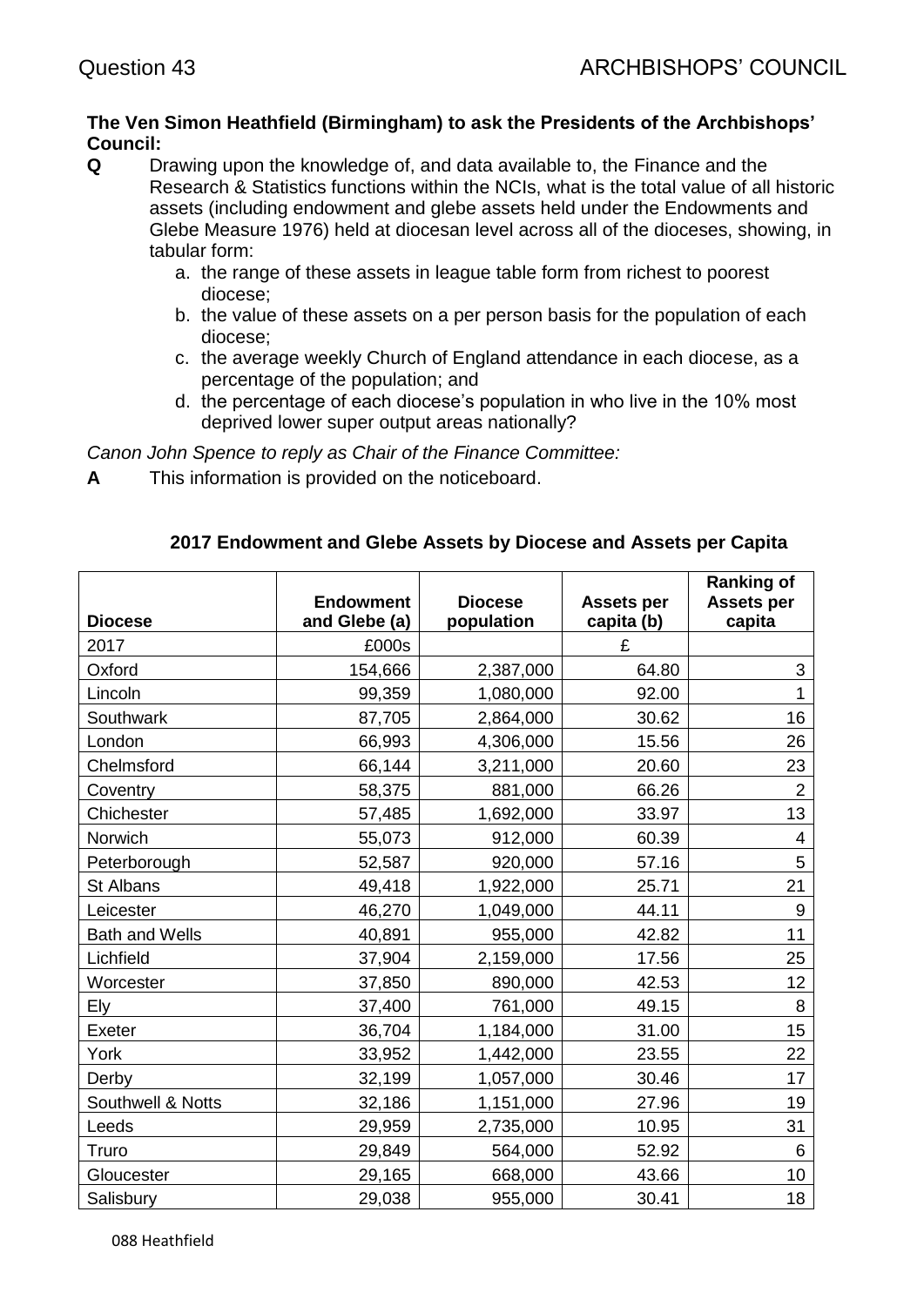Question 43 ARCHBISHOPS' COUNCIL

**The Ven Simon Heathfield (Birmingham) to ask the Presidents of the Archbishops' Council:**

**Q** Drawing upon the knowledge of, and data available to, the Finance and the Research & Statistics functions within the NCIs, what is the total value of all historic assets (including endowment and glebe assets held under the Endowments and Glebe Measure 1976) held at diocesan level across all of the dioceses, showing, in tabular form:

a. the range of these assets in league table form from richest to poorest diocese;
b. the value of these assets on a per person basis for the population of each diocese;
c. the average weekly Church of England attendance in each diocese, as a percentage of the population; and
d. the percentage of each diocese's population in who live in the 10% most deprived lower super output areas nationally?

*Canon John Spence to reply as Chair of the Finance Committee:*

**A** This information is provided on the noticeboard.

**2017 Endowment and Glebe Assets by Diocese and Assets per Capita**

| Diocese | Endowment and Glebe (a) | Diocese population | Assets per capita (b) | Ranking of Assets per capita |
|---|---|---|---|---|
| 2017 | £000s | | £ | |
| Oxford | 154,666 | 2,387,000 | 64.80 | 3 |
| Lincoln | 99,359 | 1,080,000 | 92.00 | 1 |
| Southwark | 87,705 | 2,864,000 | 30.62 | 16 |
| London | 66,993 | 4,306,000 | 15.56 | 26 |
| Chelmsford | 66,144 | 3,211,000 | 20.60 | 23 |
| Coventry | 58,375 | 881,000 | 66.26 | 2 |
| Chichester | 57,485 | 1,692,000 | 33.97 | 13 |
| Norwich | 55,073 | 912,000 | 60.39 | 4 |
| Peterborough | 52,587 | 920,000 | 57.16 | 5 |
| St Albans | 49,418 | 1,922,000 | 25.71 | 21 |
| Leicester | 46,270 | 1,049,000 | 44.11 | 9 |
| Bath and Wells | 40,891 | 955,000 | 42.82 | 11 |
| Lichfield | 37,904 | 2,159,000 | 17.56 | 25 |
| Worcester | 37,850 | 890,000 | 42.53 | 12 |
| Ely | 37,400 | 761,000 | 49.15 | 8 |
| Exeter | 36,704 | 1,184,000 | 31.00 | 15 |
| York | 33,952 | 1,442,000 | 23.55 | 22 |
| Derby | 32,199 | 1,057,000 | 30.46 | 17 |
| Southwell & Notts | 32,186 | 1,151,000 | 27.96 | 19 |
| Leeds | 29,959 | 2,735,000 | 10.95 | 31 |
| Truro | 29,849 | 564,000 | 52.92 | 6 |
| Gloucester | 29,165 | 668,000 | 43.66 | 10 |
| Salisbury | 29,038 | 955,000 | 30.41 | 18 |

088 Heathfield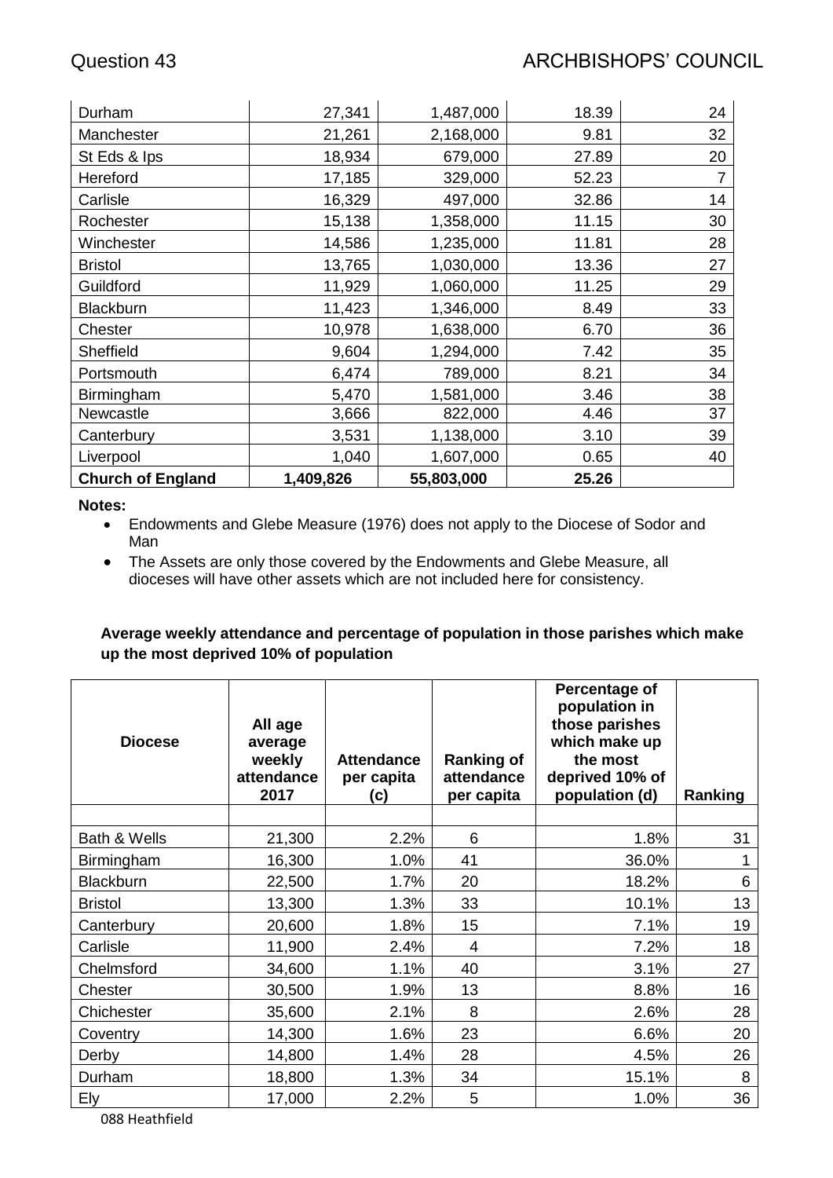| Durham | 27,341 | 1,487,000 | 18.39 | 24 |
|---|---|---|---|---|
| Manchester | 21,261 | 2,168,000 | 9.81 | 32 |
| St Eds & Ips | 18,934 | 679,000 | 27.89 | 20 |
| Hereford | 17,185 | 329,000 | 52.23 | 7 |
| Carlisle | 16,329 | 497,000 | 32.86 | 14 |
| Rochester | 15,138 | 1,358,000 | 11.15 | 30 |
| Winchester | 14,586 | 1,235,000 | 11.81 | 28 |
| Bristol | 13,765 | 1,030,000 | 13.36 | 27 |
| Guildford | 11,929 | 1,060,000 | 11.25 | 29 |
| Blackburn | 11,423 | 1,346,000 | 8.49 | 33 |
| Chester | 10,978 | 1,638,000 | 6.70 | 36 |
| Sheffield | 9,604 | 1,294,000 | 7.42 | 35 |
| Portsmouth | 6,474 | 789,000 | 8.21 | 34 |
| Birmingham | 5,470 | 1,581,000 | 3.46 | 38 |
| Newcastle | 3,666 | 822,000 | 4.46 | 37 |
| Canterbury | 3,531 | 1,138,000 | 3.10 | 39 |
| Liverpool | 1,040 | 1,607,000 | 0.65 | 40 |
| **Church of England** | **1,409,826** | **55,803,000** | **25.26** | |

**Notes:**

- Endowments and Glebe Measure (1976) does not apply to the Diocese of Sodor and Man
- The Assets are only those covered by the Endowments and Glebe Measure, all dioceses will have other assets which are not included here for consistency.

**Average weekly attendance and percentage of population in those parishes which make up the most deprived 10% of population**

| Diocese | All age average weekly attendance 2017 | Attendance per capita (c) | Ranking of attendance per capita | Percentage of population in those parishes which make up the most deprived 10% of population (d) | Ranking |
|---|---|---|---|---|---|
| | | | | | |
| Bath & Wells | 21,300 | 2.2% | 6 | 1.8% | 31 |
| Birmingham | 16,300 | 1.0% | 41 | 36.0% | 1 |
| Blackburn | 22,500 | 1.7% | 20 | 18.2% | 6 |
| Bristol | 13,300 | 1.3% | 33 | 10.1% | 13 |
| Canterbury | 20,600 | 1.8% | 15 | 7.1% | 19 |
| Carlisle | 11,900 | 2.4% | 4 | 7.2% | 18 |
| Chelmsford | 34,600 | 1.1% | 40 | 3.1% | 27 |
| Chester | 30,500 | 1.9% | 13 | 8.8% | 16 |
| Chichester | 35,600 | 2.1% | 8 | 2.6% | 28 |
| Coventry | 14,300 | 1.6% | 23 | 6.6% | 20 |
| Derby | 14,800 | 1.4% | 28 | 4.5% | 26 |
| Durham | 18,800 | 1.3% | 34 | 15.1% | 8 |
| Ely | 17,000 | 2.2% | 5 | 1.0% | 36 |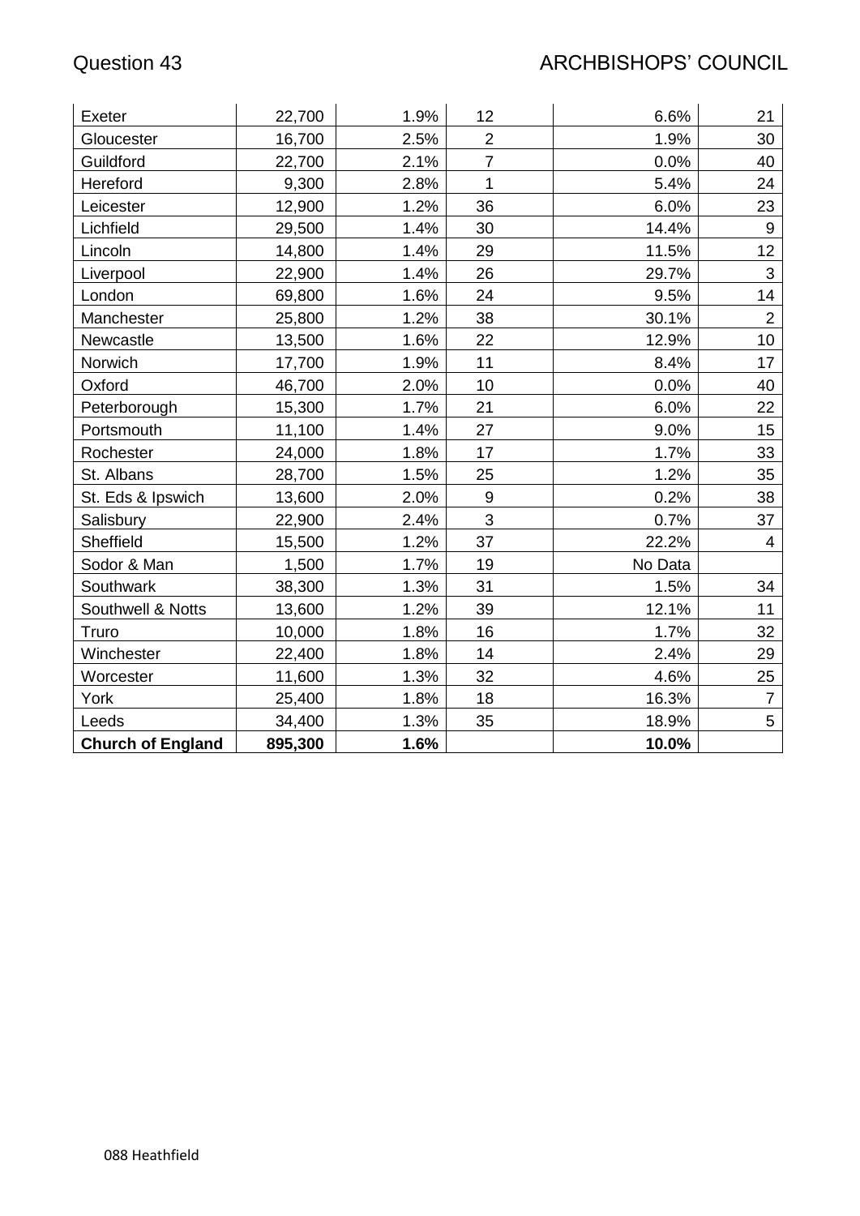| | | | | | |
|---|---|---|---|---|---|
| Exeter | 22,700 | 1.9% | 12 | 6.6% | 21 |
| Gloucester | 16,700 | 2.5% | 2 | 1.9% | 30 |
| Guildford | 22,700 | 2.1% | 7 | 0.0% | 40 |
| Hereford | 9,300 | 2.8% | 1 | 5.4% | 24 |
| Leicester | 12,900 | 1.2% | 36 | 6.0% | 23 |
| Lichfield | 29,500 | 1.4% | 30 | 14.4% | 9 |
| Lincoln | 14,800 | 1.4% | 29 | 11.5% | 12 |
| Liverpool | 22,900 | 1.4% | 26 | 29.7% | 3 |
| London | 69,800 | 1.6% | 24 | 9.5% | 14 |
| Manchester | 25,800 | 1.2% | 38 | 30.1% | 2 |
| Newcastle | 13,500 | 1.6% | 22 | 12.9% | 10 |
| Norwich | 17,700 | 1.9% | 11 | 8.4% | 17 |
| Oxford | 46,700 | 2.0% | 10 | 0.0% | 40 |
| Peterborough | 15,300 | 1.7% | 21 | 6.0% | 22 |
| Portsmouth | 11,100 | 1.4% | 27 | 9.0% | 15 |
| Rochester | 24,000 | 1.8% | 17 | 1.7% | 33 |
| St. Albans | 28,700 | 1.5% | 25 | 1.2% | 35 |
| St. Eds & Ipswich | 13,600 | 2.0% | 9 | 0.2% | 38 |
| Salisbury | 22,900 | 2.4% | 3 | 0.7% | 37 |
| Sheffield | 15,500 | 1.2% | 37 | 22.2% | 4 |
| Sodor & Man | 1,500 | 1.7% | 19 | No Data | |
| Southwark | 38,300 | 1.3% | 31 | 1.5% | 34 |
| Southwell & Notts | 13,600 | 1.2% | 39 | 12.1% | 11 |
| Truro | 10,000 | 1.8% | 16 | 1.7% | 32 |
| Winchester | 22,400 | 1.8% | 14 | 2.4% | 29 |
| Worcester | 11,600 | 1.3% | 32 | 4.6% | 25 |
| York | 25,400 | 1.8% | 18 | 16.3% | 7 |
| Leeds | 34,400 | 1.3% | 35 | 18.9% | 5 |
| **Church of England** | **895,300** | **1.6%** | | **10.0%** | |